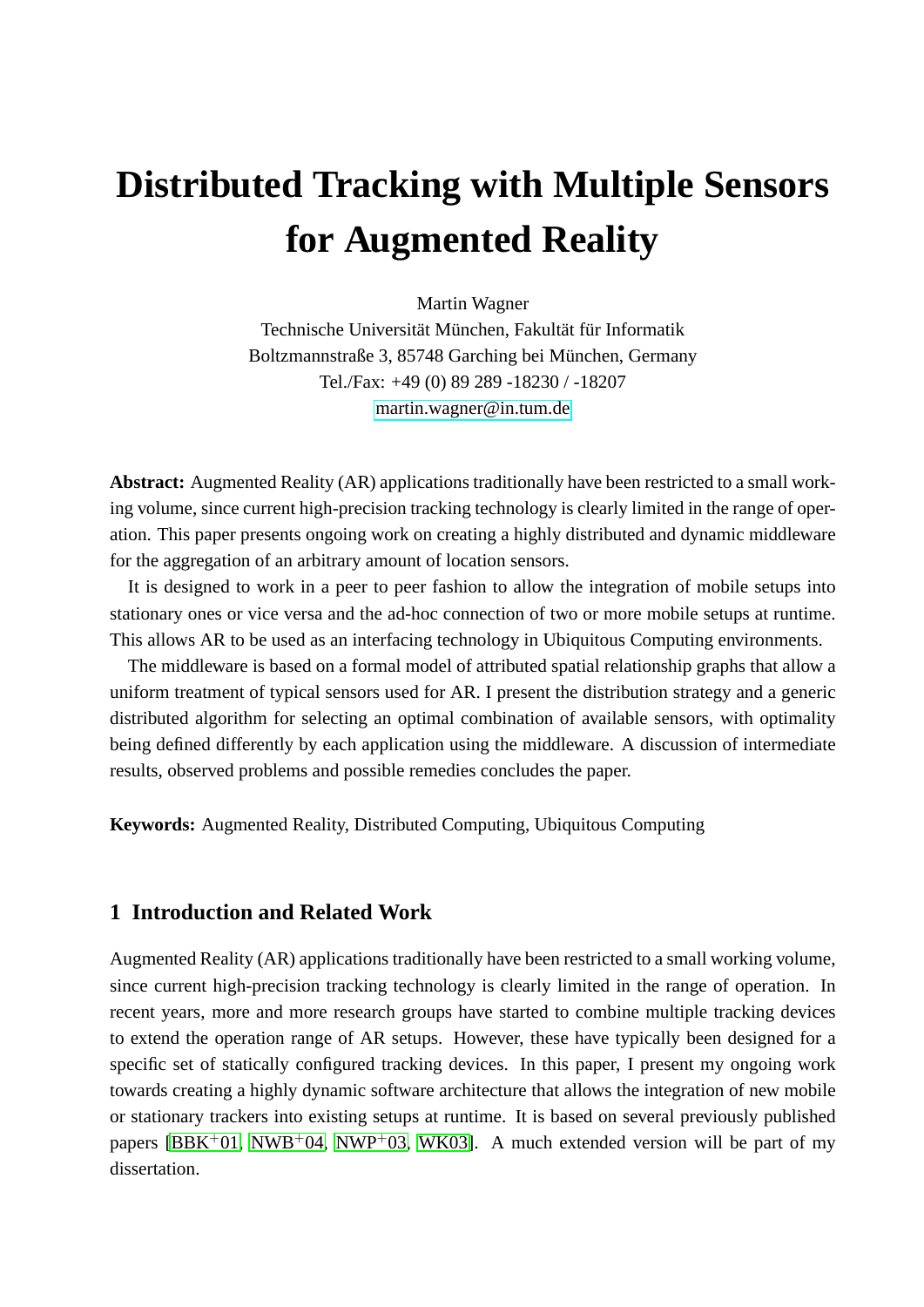# Distributed Tracking with Multiple Sensors for Augmented Reality

Martin Wagner
Technische Universität München, Fakultät für Informatik
Boltzmannstraße 3, 85748 Garching bei München, Germany
Tel./Fax: +49 (0) 89 289 -18230 / -18207
martin.wagner@in.tum.de

**Abstract:** Augmented Reality (AR) applications traditionally have been restricted to a small working volume, since current high-precision tracking technology is clearly limited in the range of operation. This paper presents ongoing work on creating a highly distributed and dynamic middleware for the aggregation of an arbitrary amount of location sensors.

It is designed to work in a peer to peer fashion to allow the integration of mobile setups into stationary ones or vice versa and the ad-hoc connection of two or more mobile setups at runtime. This allows AR to be used as an interfacing technology in Ubiquitous Computing environments.

The middleware is based on a formal model of attributed spatial relationship graphs that allow a uniform treatment of typical sensors used for AR. I present the distribution strategy and a generic distributed algorithm for selecting an optimal combination of available sensors, with optimality being defined differently by each application using the middleware. A discussion of intermediate results, observed problems and possible remedies concludes the paper.

**Keywords:** Augmented Reality, Distributed Computing, Ubiquitous Computing

## 1 Introduction and Related Work

Augmented Reality (AR) applications traditionally have been restricted to a small working volume, since current high-precision tracking technology is clearly limited in the range of operation. In recent years, more and more research groups have started to combine multiple tracking devices to extend the operation range of AR setups. However, these have typically been designed for a specific set of statically configured tracking devices. In this paper, I present my ongoing work towards creating a highly dynamic software architecture that allows the integration of new mobile or stationary trackers into existing setups at runtime. It is based on several previously published papers [BBK+01, NWB+04, NWP+03, WK03]. A much extended version will be part of my dissertation.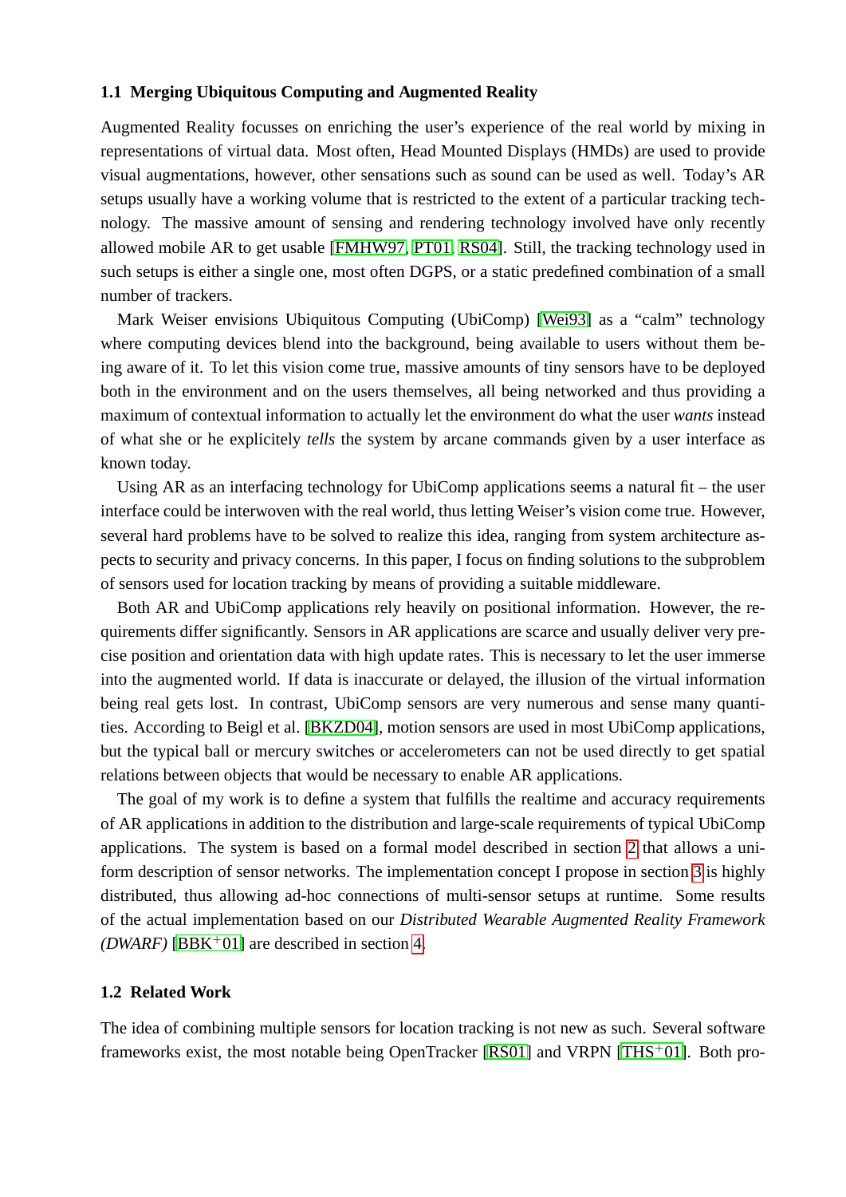### 1.1 Merging Ubiquitous Computing and Augmented Reality

Augmented Reality focusses on enriching the user's experience of the real world by mixing in representations of virtual data. Most often, Head Mounted Displays (HMDs) are used to provide visual augmentations, however, other sensations such as sound can be used as well. Today's AR setups usually have a working volume that is restricted to the extent of a particular tracking technology. The massive amount of sensing and rendering technology involved have only recently allowed mobile AR to get usable [FMHW97, PT01, RS04]. Still, the tracking technology used in such setups is either a single one, most often DGPS, or a static predefined combination of a small number of trackers.

Mark Weiser envisions Ubiquitous Computing (UbiComp) [Wei93] as a "calm" technology where computing devices blend into the background, being available to users without them being aware of it. To let this vision come true, massive amounts of tiny sensors have to be deployed both in the environment and on the users themselves, all being networked and thus providing a maximum of contextual information to actually let the environment do what the user *wants* instead of what she or he explicitely *tells* the system by arcane commands given by a user interface as known today.

Using AR as an interfacing technology for UbiComp applications seems a natural fit – the user interface could be interwoven with the real world, thus letting Weiser's vision come true. However, several hard problems have to be solved to realize this idea, ranging from system architecture aspects to security and privacy concerns. In this paper, I focus on finding solutions to the subproblem of sensors used for location tracking by means of providing a suitable middleware.

Both AR and UbiComp applications rely heavily on positional information. However, the requirements differ significantly. Sensors in AR applications are scarce and usually deliver very precise position and orientation data with high update rates. This is necessary to let the user immerse into the augmented world. If data is inaccurate or delayed, the illusion of the virtual information being real gets lost. In contrast, UbiComp sensors are very numerous and sense many quantities. According to Beigl et al. [BKZD04], motion sensors are used in most UbiComp applications, but the typical ball or mercury switches or accelerometers can not be used directly to get spatial relations between objects that would be necessary to enable AR applications.

The goal of my work is to define a system that fulfills the realtime and accuracy requirements of AR applications in addition to the distribution and large-scale requirements of typical UbiComp applications. The system is based on a formal model described in section 2 that allows a uniform description of sensor networks. The implementation concept I propose in section 3 is highly distributed, thus allowing ad-hoc connections of multi-sensor setups at runtime. Some results of the actual implementation based on our *Distributed Wearable Augmented Reality Framework (DWARF)* [BBK+01] are described in section 4.

### 1.2 Related Work

The idea of combining multiple sensors for location tracking is not new as such. Several software frameworks exist, the most notable being OpenTracker [RS01] and VRPN [THS+01]. Both pro-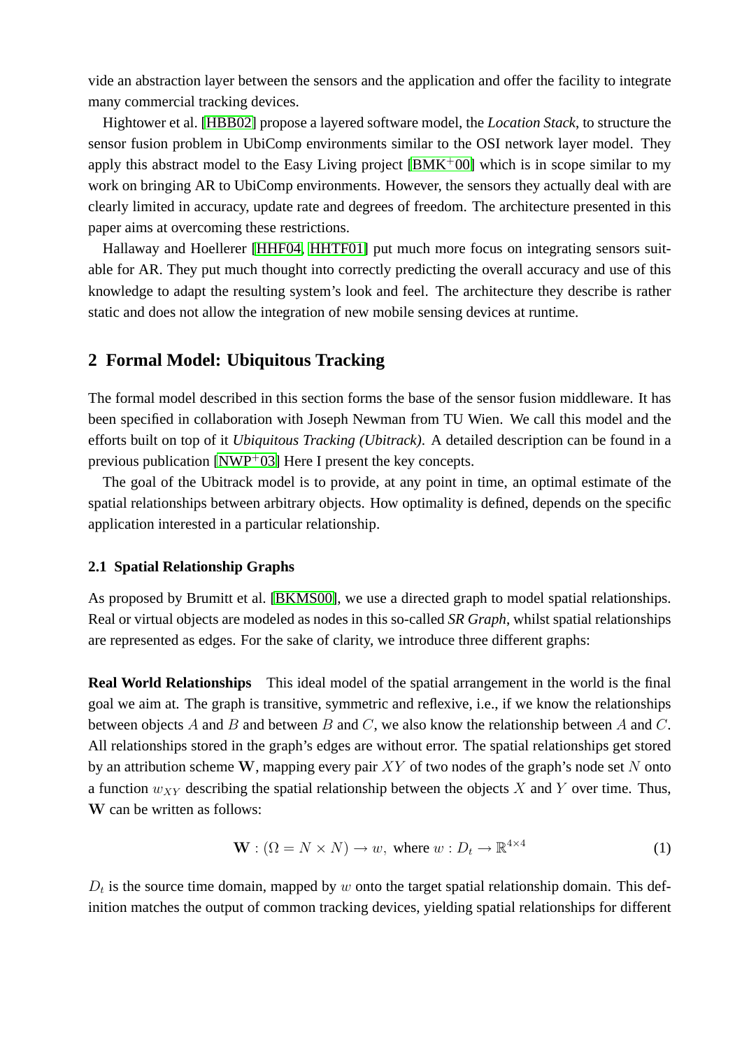vide an abstraction layer between the sensors and the application and offer the facility to integrate many commercial tracking devices.

Hightower et al. [HBB02] propose a layered software model, the *Location Stack*, to structure the sensor fusion problem in UbiComp environments similar to the OSI network layer model. They apply this abstract model to the Easy Living project [BMK+00] which is in scope similar to my work on bringing AR to UbiComp environments. However, the sensors they actually deal with are clearly limited in accuracy, update rate and degrees of freedom. The architecture presented in this paper aims at overcoming these restrictions.

Hallaway and Hoellerer [HHF04, HHTF01] put much more focus on integrating sensors suitable for AR. They put much thought into correctly predicting the overall accuracy and use of this knowledge to adapt the resulting system's look and feel. The architecture they describe is rather static and does not allow the integration of new mobile sensing devices at runtime.

## 2 Formal Model: Ubiquitous Tracking

The formal model described in this section forms the base of the sensor fusion middleware. It has been specified in collaboration with Joseph Newman from TU Wien. We call this model and the efforts built on top of it *Ubiquitous Tracking (Ubitrack)*. A detailed description can be found in a previous publication [NWP+03] Here I present the key concepts.

The goal of the Ubitrack model is to provide, at any point in time, an optimal estimate of the spatial relationships between arbitrary objects. How optimality is defined, depends on the specific application interested in a particular relationship.

### 2.1 Spatial Relationship Graphs

As proposed by Brumitt et al. [BKMS00], we use a directed graph to model spatial relationships. Real or virtual objects are modeled as nodes in this so-called *SR Graph*, whilst spatial relationships are represented as edges. For the sake of clarity, we introduce three different graphs:

**Real World Relationships** This ideal model of the spatial arrangement in the world is the final goal we aim at. The graph is transitive, symmetric and reflexive, i.e., if we know the relationships between objects $A$ and $B$ and between $B$ and $C$, we also know the relationship between $A$ and $C$. All relationships stored in the graph's edges are without error. The spatial relationships get stored by an attribution scheme $\mathbf{W}$, mapping every pair $XY$ of two nodes of the graph's node set $N$ onto a function $w_{XY}$ describing the spatial relationship between the objects $X$ and $Y$ over time. Thus, $\mathbf{W}$ can be written as follows:

$$\mathbf{W} : (\Omega = N \times N) \rightarrow w, \text{ where } w : D_t \rightarrow \mathbb{R}^{4\times 4} \tag{1}$$

$D_t$ is the source time domain, mapped by $w$ onto the target spatial relationship domain. This definition matches the output of common tracking devices, yielding spatial relationships for different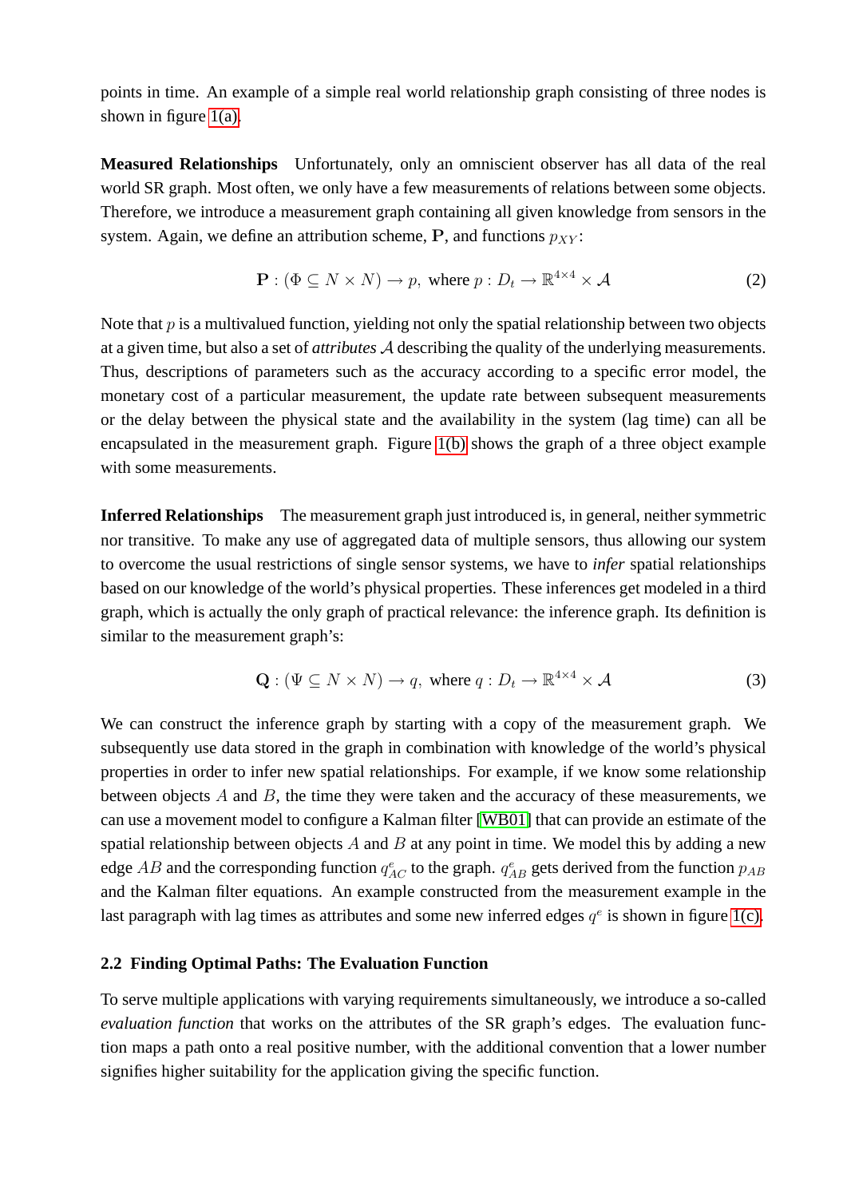points in time. An example of a simple real world relationship graph consisting of three nodes is shown in figure 1(a).

**Measured Relationships** Unfortunately, only an omniscient observer has all data of the real world SR graph. Most often, we only have a few measurements of relations between some objects. Therefore, we introduce a measurement graph containing all given knowledge from sensors in the system. Again, we define an attribution scheme, $\mathbf{P}$, and functions $p_{XY}$:

$$\mathbf{P} : (\Phi \subseteq N \times N) \rightarrow p, \text{ where } p : D_t \rightarrow \mathbb{R}^{4\times 4} \times \mathcal{A} \tag{2}$$

Note that $p$ is a multivalued function, yielding not only the spatial relationship between two objects at a given time, but also a set of *attributes* $\mathcal{A}$ describing the quality of the underlying measurements. Thus, descriptions of parameters such as the accuracy according to a specific error model, the monetary cost of a particular measurement, the update rate between subsequent measurements or the delay between the physical state and the availability in the system (lag time) can all be encapsulated in the measurement graph. Figure 1(b) shows the graph of a three object example with some measurements.

**Inferred Relationships** The measurement graph just introduced is, in general, neither symmetric nor transitive. To make any use of aggregated data of multiple sensors, thus allowing our system to overcome the usual restrictions of single sensor systems, we have to *infer* spatial relationships based on our knowledge of the world's physical properties. These inferences get modeled in a third graph, which is actually the only graph of practical relevance: the inference graph. Its definition is similar to the measurement graph's:

$$\mathbf{Q} : (\Psi \subseteq N \times N) \rightarrow q, \text{ where } q : D_t \rightarrow \mathbb{R}^{4\times 4} \times \mathcal{A} \tag{3}$$

We can construct the inference graph by starting with a copy of the measurement graph. We subsequently use data stored in the graph in combination with knowledge of the world's physical properties in order to infer new spatial relationships. For example, if we know some relationship between objects $A$ and $B$, the time they were taken and the accuracy of these measurements, we can use a movement model to configure a Kalman filter [WB01] that can provide an estimate of the spatial relationship between objects $A$ and $B$ at any point in time. We model this by adding a new edge $AB$ and the corresponding function $q^e_{AC}$ to the graph. $q^e_{AB}$ gets derived from the function $p_{AB}$ and the Kalman filter equations. An example constructed from the measurement example in the last paragraph with lag times as attributes and some new inferred edges $q^e$ is shown in figure 1(c).

### 2.2 Finding Optimal Paths: The Evaluation Function

To serve multiple applications with varying requirements simultaneously, we introduce a so-called *evaluation function* that works on the attributes of the SR graph's edges. The evaluation function maps a path onto a real positive number, with the additional convention that a lower number signifies higher suitability for the application giving the specific function.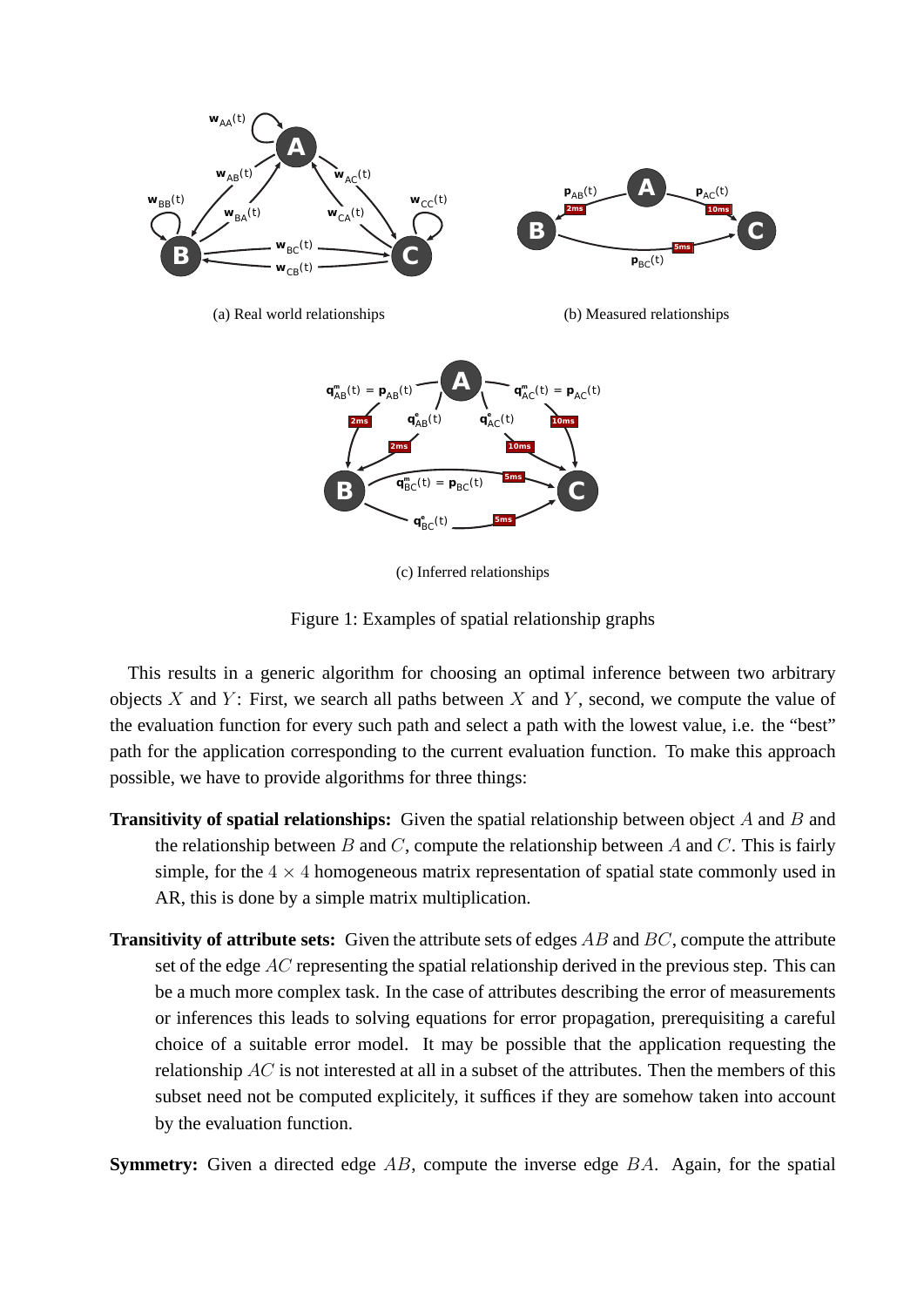(a) Real world relationships

(b) Measured relationships

(c) Inferred relationships

Figure 1: Examples of spatial relationship graphs

This results in a generic algorithm for choosing an optimal inference between two arbitrary objects $X$ and $Y$: First, we search all paths between $X$ and $Y$, second, we compute the value of the evaluation function for every such path and select a path with the lowest value, i.e. the "best" path for the application corresponding to the current evaluation function. To make this approach possible, we have to provide algorithms for three things:

**Transitivity of spatial relationships:** Given the spatial relationship between object $A$ and $B$ and the relationship between $B$ and $C$, compute the relationship between $A$ and $C$. This is fairly simple, for the $4 \times 4$ homogeneous matrix representation of spatial state commonly used in AR, this is done by a simple matrix multiplication.

**Transitivity of attribute sets:** Given the attribute sets of edges $AB$ and $BC$, compute the attribute set of the edge $AC$ representing the spatial relationship derived in the previous step. This can be a much more complex task. In the case of attributes describing the error of measurements or inferences this leads to solving equations for error propagation, prerequisiting a careful choice of a suitable error model. It may be possible that the application requesting the relationship $AC$ is not interested at all in a subset of the attributes. Then the members of this subset need not be computed explicitely, it suffices if they are somehow taken into account by the evaluation function.

**Symmetry:** Given a directed edge $AB$, compute the inverse edge $BA$. Again, for the spatial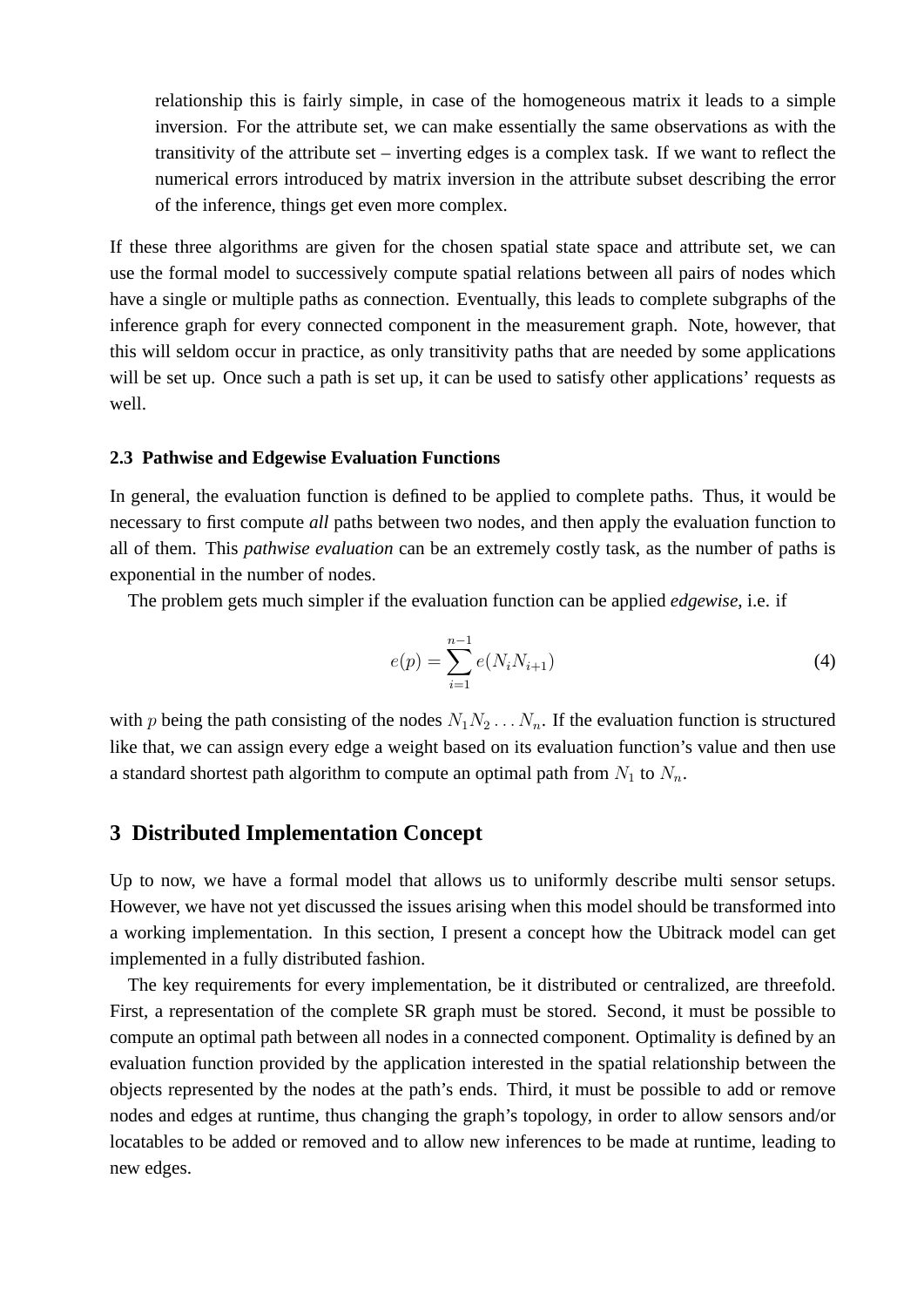relationship this is fairly simple, in case of the homogeneous matrix it leads to a simple inversion. For the attribute set, we can make essentially the same observations as with the transitivity of the attribute set – inverting edges is a complex task. If we want to reflect the numerical errors introduced by matrix inversion in the attribute subset describing the error of the inference, things get even more complex.

If these three algorithms are given for the chosen spatial state space and attribute set, we can use the formal model to successively compute spatial relations between all pairs of nodes which have a single or multiple paths as connection. Eventually, this leads to complete subgraphs of the inference graph for every connected component in the measurement graph. Note, however, that this will seldom occur in practice, as only transitivity paths that are needed by some applications will be set up. Once such a path is set up, it can be used to satisfy other applications' requests as well.

### 2.3 Pathwise and Edgewise Evaluation Functions

In general, the evaluation function is defined to be applied to complete paths. Thus, it would be necessary to first compute *all* paths between two nodes, and then apply the evaluation function to all of them. This *pathwise evaluation* can be an extremely costly task, as the number of paths is exponential in the number of nodes.

The problem gets much simpler if the evaluation function can be applied *edgewise*, i.e. if

$$e(p) = \sum_{i=1}^{n-1} e(N_i N_{i+1}) \tag{4}$$

with $p$ being the path consisting of the nodes $N_1 N_2 \dots N_n$. If the evaluation function is structured like that, we can assign every edge a weight based on its evaluation function's value and then use a standard shortest path algorithm to compute an optimal path from $N_1$ to $N_n$.

## 3 Distributed Implementation Concept

Up to now, we have a formal model that allows us to uniformly describe multi sensor setups. However, we have not yet discussed the issues arising when this model should be transformed into a working implementation. In this section, I present a concept how the Ubitrack model can get implemented in a fully distributed fashion.

The key requirements for every implementation, be it distributed or centralized, are threefold. First, a representation of the complete SR graph must be stored. Second, it must be possible to compute an optimal path between all nodes in a connected component. Optimality is defined by an evaluation function provided by the application interested in the spatial relationship between the objects represented by the nodes at the path's ends. Third, it must be possible to add or remove nodes and edges at runtime, thus changing the graph's topology, in order to allow sensors and/or locatables to be added or removed and to allow new inferences to be made at runtime, leading to new edges.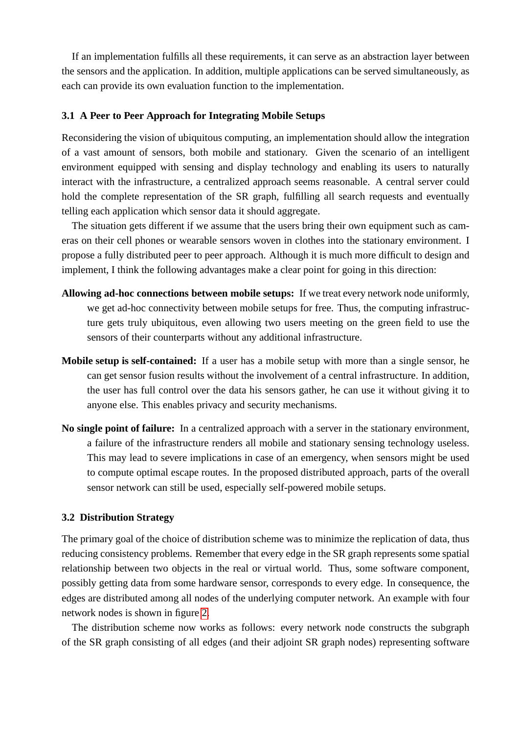If an implementation fulfills all these requirements, it can serve as an abstraction layer between the sensors and the application. In addition, multiple applications can be served simultaneously, as each can provide its own evaluation function to the implementation.

### 3.1 A Peer to Peer Approach for Integrating Mobile Setups

Reconsidering the vision of ubiquitous computing, an implementation should allow the integration of a vast amount of sensors, both mobile and stationary. Given the scenario of an intelligent environment equipped with sensing and display technology and enabling its users to naturally interact with the infrastructure, a centralized approach seems reasonable. A central server could hold the complete representation of the SR graph, fulfilling all search requests and eventually telling each application which sensor data it should aggregate.

The situation gets different if we assume that the users bring their own equipment such as cameras on their cell phones or wearable sensors woven in clothes into the stationary environment. I propose a fully distributed peer to peer approach. Although it is much more difficult to design and implement, I think the following advantages make a clear point for going in this direction:

**Allowing ad-hoc connections between mobile setups:** If we treat every network node uniformly, we get ad-hoc connectivity between mobile setups for free. Thus, the computing infrastructure gets truly ubiquitous, even allowing two users meeting on the green field to use the sensors of their counterparts without any additional infrastructure.

**Mobile setup is self-contained:** If a user has a mobile setup with more than a single sensor, he can get sensor fusion results without the involvement of a central infrastructure. In addition, the user has full control over the data his sensors gather, he can use it without giving it to anyone else. This enables privacy and security mechanisms.

**No single point of failure:** In a centralized approach with a server in the stationary environment, a failure of the infrastructure renders all mobile and stationary sensing technology useless. This may lead to severe implications in case of an emergency, when sensors might be used to compute optimal escape routes. In the proposed distributed approach, parts of the overall sensor network can still be used, especially self-powered mobile setups.

### 3.2 Distribution Strategy

The primary goal of the choice of distribution scheme was to minimize the replication of data, thus reducing consistency problems. Remember that every edge in the SR graph represents some spatial relationship between two objects in the real or virtual world. Thus, some software component, possibly getting data from some hardware sensor, corresponds to every edge. In consequence, the edges are distributed among all nodes of the underlying computer network. An example with four network nodes is shown in figure 2.

The distribution scheme now works as follows: every network node constructs the subgraph of the SR graph consisting of all edges (and their adjoint SR graph nodes) representing software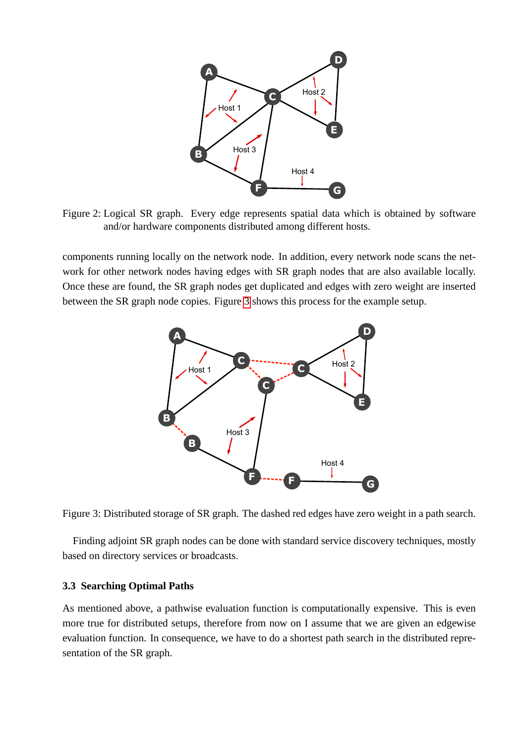Figure 2: Logical SR graph. Every edge represents spatial data which is obtained by software and/or hardware components distributed among different hosts.

components running locally on the network node. In addition, every network node scans the network for other network nodes having edges with SR graph nodes that are also available locally. Once these are found, the SR graph nodes get duplicated and edges with zero weight are inserted between the SR graph node copies. Figure 3 shows this process for the example setup.

Figure 3: Distributed storage of SR graph. The dashed red edges have zero weight in a path search.

Finding adjoint SR graph nodes can be done with standard service discovery techniques, mostly based on directory services or broadcasts.

### 3.3 Searching Optimal Paths

As mentioned above, a pathwise evaluation function is computationally expensive. This is even more true for distributed setups, therefore from now on I assume that we are given an edgewise evaluation function. In consequence, we have to do a shortest path search in the distributed representation of the SR graph.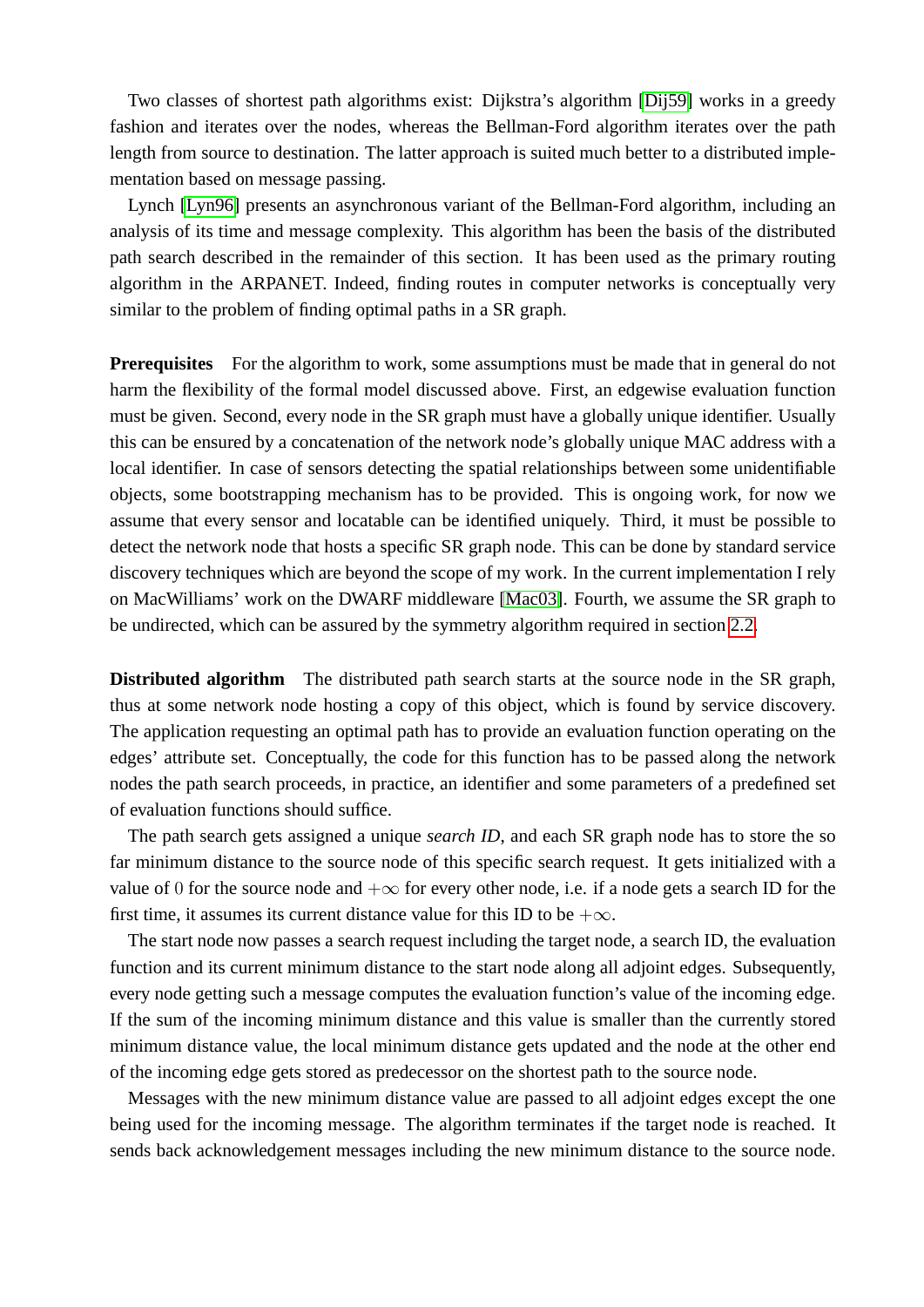Two classes of shortest path algorithms exist: Dijkstra's algorithm [Dij59] works in a greedy fashion and iterates over the nodes, whereas the Bellman-Ford algorithm iterates over the path length from source to destination. The latter approach is suited much better to a distributed implementation based on message passing.

Lynch [Lyn96] presents an asynchronous variant of the Bellman-Ford algorithm, including an analysis of its time and message complexity. This algorithm has been the basis of the distributed path search described in the remainder of this section. It has been used as the primary routing algorithm in the ARPANET. Indeed, finding routes in computer networks is conceptually very similar to the problem of finding optimal paths in a SR graph.

**Prerequisites** For the algorithm to work, some assumptions must be made that in general do not harm the flexibility of the formal model discussed above. First, an edgewise evaluation function must be given. Second, every node in the SR graph must have a globally unique identifier. Usually this can be ensured by a concatenation of the network node's globally unique MAC address with a local identifier. In case of sensors detecting the spatial relationships between some unidentifiable objects, some bootstrapping mechanism has to be provided. This is ongoing work, for now we assume that every sensor and locatable can be identified uniquely. Third, it must be possible to detect the network node that hosts a specific SR graph node. This can be done by standard service discovery techniques which are beyond the scope of my work. In the current implementation I rely on MacWilliams' work on the DWARF middleware [Mac03]. Fourth, we assume the SR graph to be undirected, which can be assured by the symmetry algorithm required in section 2.2.

**Distributed algorithm** The distributed path search starts at the source node in the SR graph, thus at some network node hosting a copy of this object, which is found by service discovery. The application requesting an optimal path has to provide an evaluation function operating on the edges' attribute set. Conceptually, the code for this function has to be passed along the network nodes the path search proceeds, in practice, an identifier and some parameters of a predefined set of evaluation functions should suffice.

The path search gets assigned a unique *search ID*, and each SR graph node has to store the so far minimum distance to the source node of this specific search request. It gets initialized with a value of $0$ for the source node and $+\infty$ for every other node, i.e. if a node gets a search ID for the first time, it assumes its current distance value for this ID to be $+\infty$.

The start node now passes a search request including the target node, a search ID, the evaluation function and its current minimum distance to the start node along all adjoint edges. Subsequently, every node getting such a message computes the evaluation function's value of the incoming edge. If the sum of the incoming minimum distance and this value is smaller than the currently stored minimum distance value, the local minimum distance gets updated and the node at the other end of the incoming edge gets stored as predecessor on the shortest path to the source node.

Messages with the new minimum distance value are passed to all adjoint edges except the one being used for the incoming message. The algorithm terminates if the target node is reached. It sends back acknowledgement messages including the new minimum distance to the source node.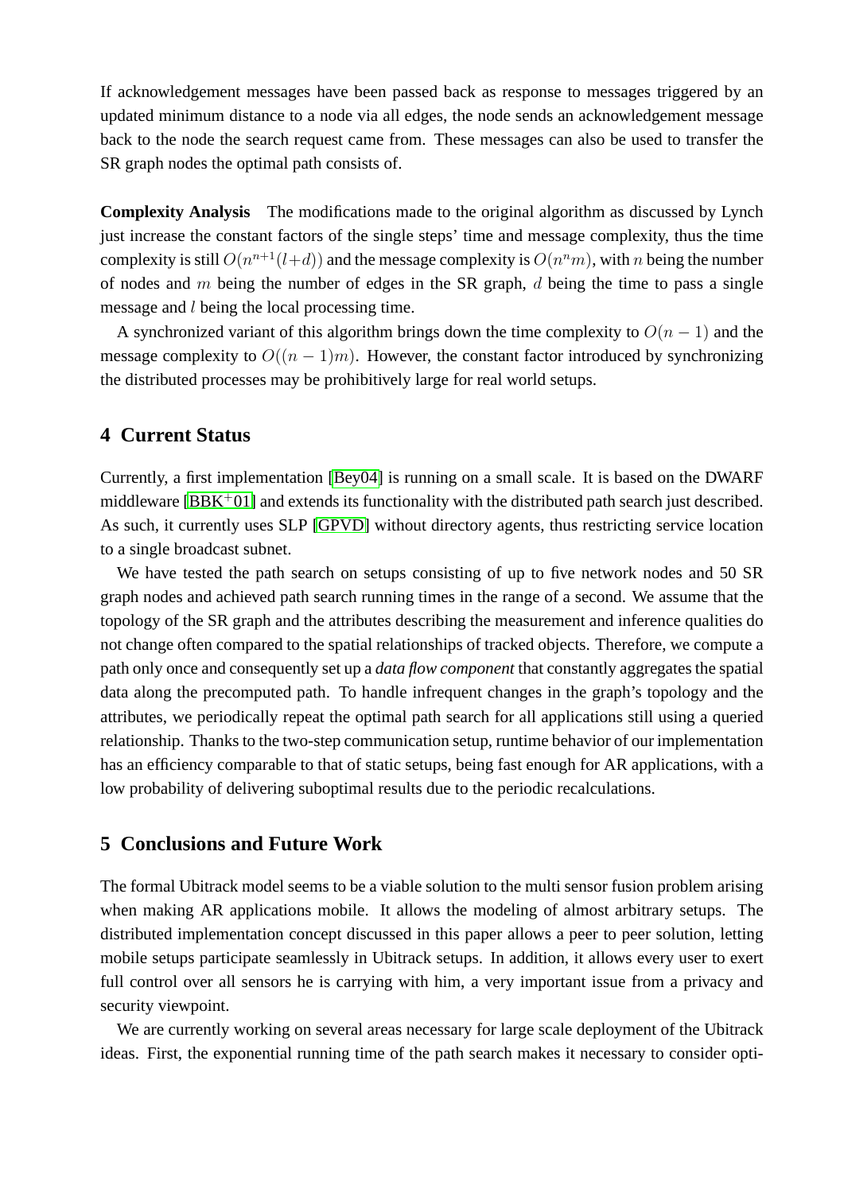If acknowledgement messages have been passed back as response to messages triggered by an updated minimum distance to a node via all edges, the node sends an acknowledgement message back to the node the search request came from. These messages can also be used to transfer the SR graph nodes the optimal path consists of.

**Complexity Analysis** The modifications made to the original algorithm as discussed by Lynch just increase the constant factors of the single steps' time and message complexity, thus the time complexity is still $O(n^{n+1}(l+d))$ and the message complexity is $O(n^n m)$, with $n$ being the number of nodes and $m$ being the number of edges in the SR graph, $d$ being the time to pass a single message and $l$ being the local processing time.

A synchronized variant of this algorithm brings down the time complexity to $O(n-1)$ and the message complexity to $O((n-1)m)$. However, the constant factor introduced by synchronizing the distributed processes may be prohibitively large for real world setups.

## 4 Current Status

Currently, a first implementation [Bey04] is running on a small scale. It is based on the DWARF middleware [BBK+01] and extends its functionality with the distributed path search just described. As such, it currently uses SLP [GPVD] without directory agents, thus restricting service location to a single broadcast subnet.

We have tested the path search on setups consisting of up to five network nodes and 50 SR graph nodes and achieved path search running times in the range of a second. We assume that the topology of the SR graph and the attributes describing the measurement and inference qualities do not change often compared to the spatial relationships of tracked objects. Therefore, we compute a path only once and consequently set up a *data flow component* that constantly aggregates the spatial data along the precomputed path. To handle infrequent changes in the graph's topology and the attributes, we periodically repeat the optimal path search for all applications still using a queried relationship. Thanks to the two-step communication setup, runtime behavior of our implementation has an efficiency comparable to that of static setups, being fast enough for AR applications, with a low probability of delivering suboptimal results due to the periodic recalculations.

## 5 Conclusions and Future Work

The formal Ubitrack model seems to be a viable solution to the multi sensor fusion problem arising when making AR applications mobile. It allows the modeling of almost arbitrary setups. The distributed implementation concept discussed in this paper allows a peer to peer solution, letting mobile setups participate seamlessly in Ubitrack setups. In addition, it allows every user to exert full control over all sensors he is carrying with him, a very important issue from a privacy and security viewpoint.

We are currently working on several areas necessary for large scale deployment of the Ubitrack ideas. First, the exponential running time of the path search makes it necessary to consider opti-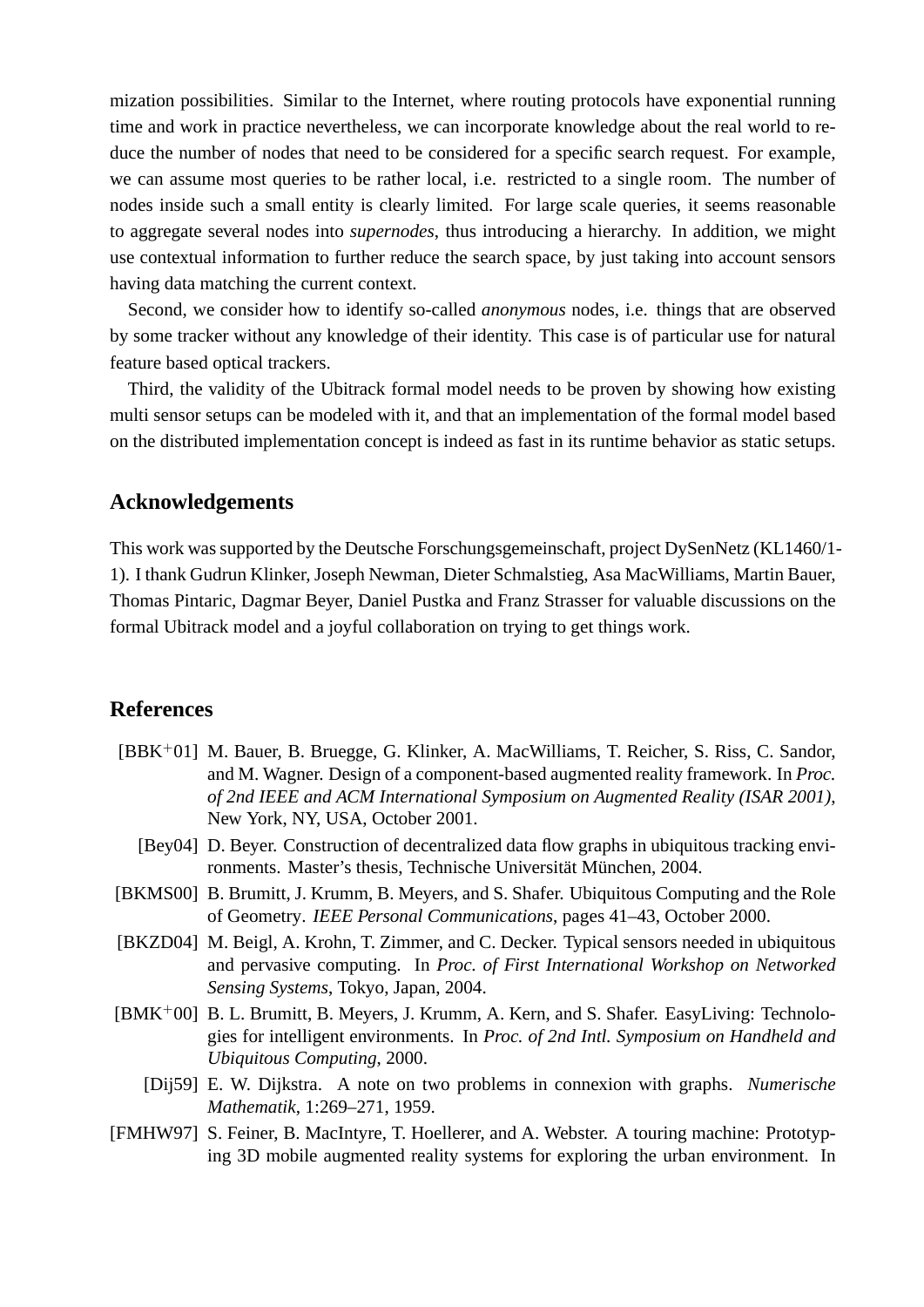mization possibilities. Similar to the Internet, where routing protocols have exponential running time and work in practice nevertheless, we can incorporate knowledge about the real world to reduce the number of nodes that need to be considered for a specific search request. For example, we can assume most queries to be rather local, i.e. restricted to a single room. The number of nodes inside such a small entity is clearly limited. For large scale queries, it seems reasonable to aggregate several nodes into *supernodes*, thus introducing a hierarchy. In addition, we might use contextual information to further reduce the search space, by just taking into account sensors having data matching the current context.

Second, we consider how to identify so-called *anonymous* nodes, i.e. things that are observed by some tracker without any knowledge of their identity. This case is of particular use for natural feature based optical trackers.

Third, the validity of the Ubitrack formal model needs to be proven by showing how existing multi sensor setups can be modeled with it, and that an implementation of the formal model based on the distributed implementation concept is indeed as fast in its runtime behavior as static setups.

## Acknowledgements

This work was supported by the Deutsche Forschungsgemeinschaft, project DySenNetz (KL1460/1-1). I thank Gudrun Klinker, Joseph Newman, Dieter Schmalstieg, Asa MacWilliams, Martin Bauer, Thomas Pintaric, Dagmar Beyer, Daniel Pustka and Franz Strasser for valuable discussions on the formal Ubitrack model and a joyful collaboration on trying to get things work.

## References

[BBK+01] M. Bauer, B. Bruegge, G. Klinker, A. MacWilliams, T. Reicher, S. Riss, C. Sandor, and M. Wagner. Design of a component-based augmented reality framework. In *Proc. of 2nd IEEE and ACM International Symposium on Augmented Reality (ISAR 2001)*, New York, NY, USA, October 2001.

[Bey04] D. Beyer. Construction of decentralized data flow graphs in ubiquitous tracking environments. Master's thesis, Technische Universität München, 2004.

[BKMS00] B. Brumitt, J. Krumm, B. Meyers, and S. Shafer. Ubiquitous Computing and the Role of Geometry. *IEEE Personal Communications*, pages 41–43, October 2000.

[BKZD04] M. Beigl, A. Krohn, T. Zimmer, and C. Decker. Typical sensors needed in ubiquitous and pervasive computing. In *Proc. of First International Workshop on Networked Sensing Systems*, Tokyo, Japan, 2004.

[BMK+00] B. L. Brumitt, B. Meyers, J. Krumm, A. Kern, and S. Shafer. EasyLiving: Technologies for intelligent environments. In *Proc. of 2nd Intl. Symposium on Handheld and Ubiquitous Computing*, 2000.

[Dij59] E. W. Dijkstra. A note on two problems in connexion with graphs. *Numerische Mathematik*, 1:269–271, 1959.

[FMHW97] S. Feiner, B. MacIntyre, T. Hoellerer, and A. Webster. A touring machine: Prototyping 3D mobile augmented reality systems for exploring the urban environment. In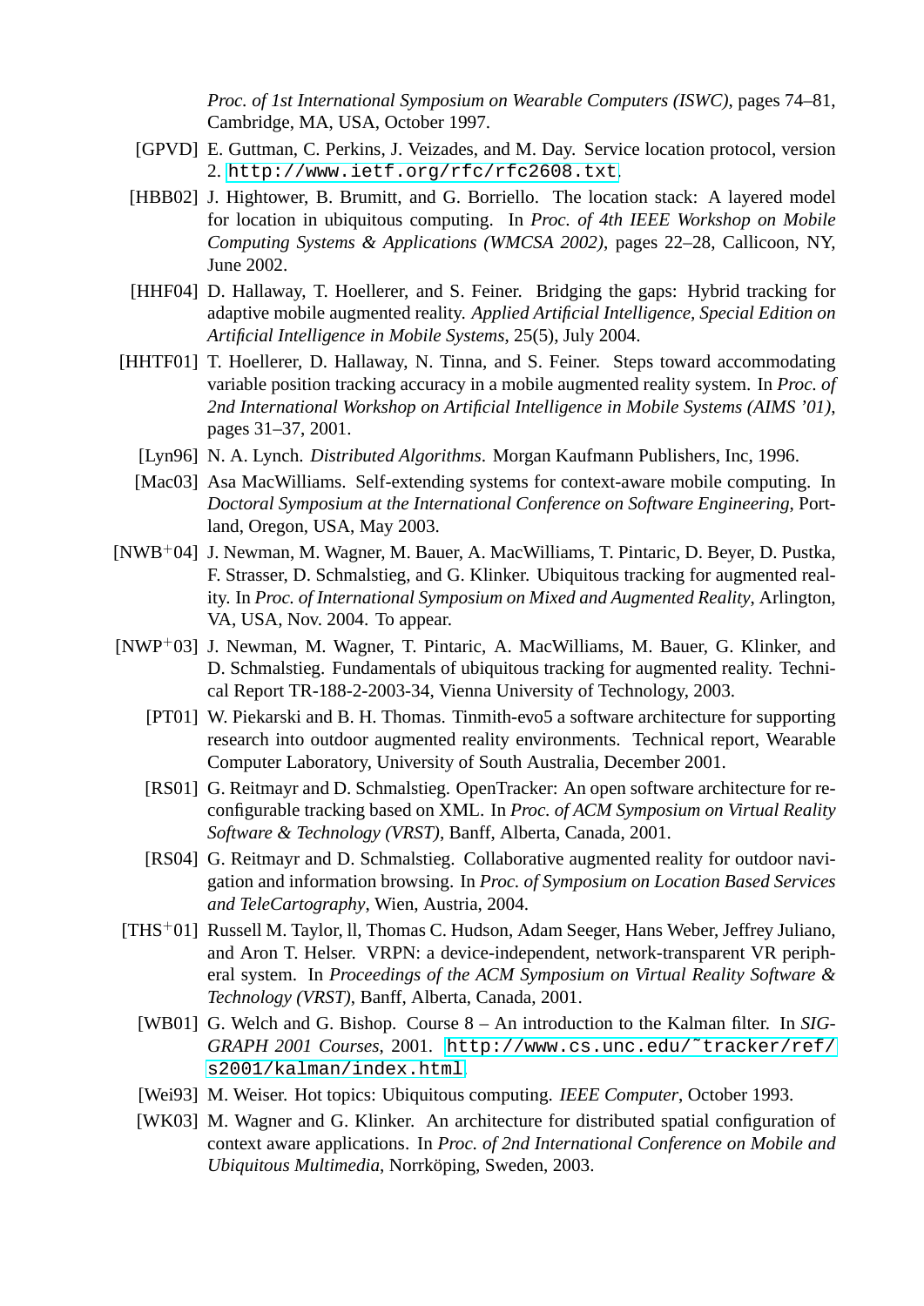*Proc. of 1st International Symposium on Wearable Computers (ISWC)*, pages 74–81, Cambridge, MA, USA, October 1997.

[GPVD] E. Guttman, C. Perkins, J. Veizades, and M. Day. Service location protocol, version 2. http://www.ietf.org/rfc/rfc2608.txt.

[HBB02] J. Hightower, B. Brumitt, and G. Borriello. The location stack: A layered model for location in ubiquitous computing. In *Proc. of 4th IEEE Workshop on Mobile Computing Systems & Applications (WMCSA 2002)*, pages 22–28, Callicoon, NY, June 2002.

[HHF04] D. Hallaway, T. Hoellerer, and S. Feiner. Bridging the gaps: Hybrid tracking for adaptive mobile augmented reality. *Applied Artificial Intelligence, Special Edition on Artificial Intelligence in Mobile Systems*, 25(5), July 2004.

[HHTF01] T. Hoellerer, D. Hallaway, N. Tinna, and S. Feiner. Steps toward accommodating variable position tracking accuracy in a mobile augmented reality system. In *Proc. of 2nd International Workshop on Artificial Intelligence in Mobile Systems (AIMS '01)*, pages 31–37, 2001.

[Lyn96] N. A. Lynch. *Distributed Algorithms*. Morgan Kaufmann Publishers, Inc, 1996.

[Mac03] Asa MacWilliams. Self-extending systems for context-aware mobile computing. In *Doctoral Symposium at the International Conference on Software Engineering*, Portland, Oregon, USA, May 2003.

[NWB+04] J. Newman, M. Wagner, M. Bauer, A. MacWilliams, T. Pintaric, D. Beyer, D. Pustka, F. Strasser, D. Schmalstieg, and G. Klinker. Ubiquitous tracking for augmented reality. In *Proc. of International Symposium on Mixed and Augmented Reality*, Arlington, VA, USA, Nov. 2004. To appear.

[NWP+03] J. Newman, M. Wagner, T. Pintaric, A. MacWilliams, M. Bauer, G. Klinker, and D. Schmalstieg. Fundamentals of ubiquitous tracking for augmented reality. Technical Report TR-188-2-2003-34, Vienna University of Technology, 2003.

[PT01] W. Piekarski and B. H. Thomas. Tinmith-evo5 a software architecture for supporting research into outdoor augmented reality environments. Technical report, Wearable Computer Laboratory, University of South Australia, December 2001.

[RS01] G. Reitmayr and D. Schmalstieg. OpenTracker: An open software architecture for reconfigurable tracking based on XML. In *Proc. of ACM Symposium on Virtual Reality Software & Technology (VRST)*, Banff, Alberta, Canada, 2001.

[RS04] G. Reitmayr and D. Schmalstieg. Collaborative augmented reality for outdoor navigation and information browsing. In *Proc. of Symposium on Location Based Services and TeleCartography*, Wien, Austria, 2004.

[THS+01] Russell M. Taylor, ll, Thomas C. Hudson, Adam Seeger, Hans Weber, Jeffrey Juliano, and Aron T. Helser. VRPN: a device-independent, network-transparent VR peripheral system. In *Proceedings of the ACM Symposium on Virtual Reality Software & Technology (VRST)*, Banff, Alberta, Canada, 2001.

[WB01] G. Welch and G. Bishop. Course 8 – An introduction to the Kalman filter. In *SIGGRAPH 2001 Courses*, 2001. http://www.cs.unc.edu/~tracker/ref/s2001/kalman/index.html.

[Wei93] M. Weiser. Hot topics: Ubiquitous computing. *IEEE Computer*, October 1993.

[WK03] M. Wagner and G. Klinker. An architecture for distributed spatial configuration of context aware applications. In *Proc. of 2nd International Conference on Mobile and Ubiquitous Multimedia*, Norrköping, Sweden, 2003.